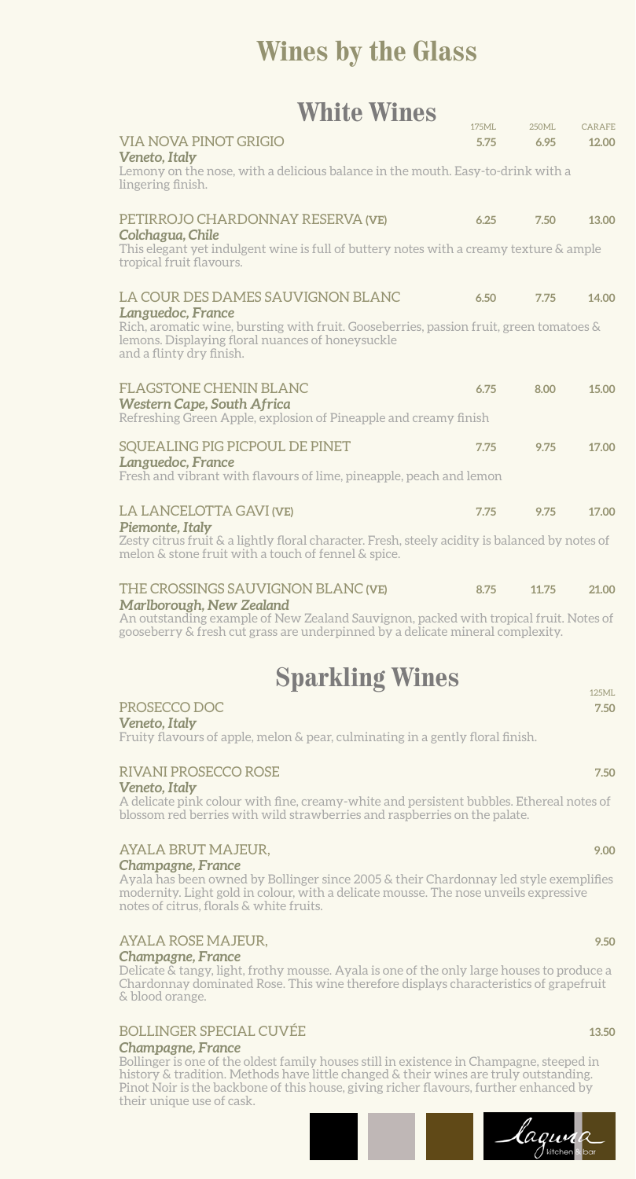# Wines by the Glass

## White Wines

| | 175ML | 250ML | CARAFE |
|---|---|---|---|
| VIA NOVA PINOT GRIGIO | 5.75 | 6.95 | 12.00 |
| PETIRROJO CHARDONNAY RESERVA (VE) | 6.25 | 7.50 | 13.00 |
| LA COUR DES DAMES SAUVIGNON BLANC | 6.50 | 7.75 | 14.00 |
| FLAGSTONE CHENIN BLANC | 6.75 | 8.00 | 15.00 |
| SQUEALING PIG PICPOUL DE PINET | 7.75 | 9.75 | 17.00 |
| LA LANCELOTTA GAVI (VE) | 7.75 | 9.75 | 17.00 |
| THE CROSSINGS SAUVIGNON BLANC (VE) | 8.75 | 11.75 | 21.00 |

**VIA NOVA PINOT GRIGIO**
*Veneto, Italy*
Lemony on the nose, with a delicious balance in the mouth. Easy-to-drink with a lingering finish.

**PETIRROJO CHARDONNAY RESERVA (VE)**
*Colchagua, Chile*
This elegant yet indulgent wine is full of buttery notes with a creamy texture & ample tropical fruit flavours.

**LA COUR DES DAMES SAUVIGNON BLANC**
*Languedoc, France*
Rich, aromatic wine, bursting with fruit. Gooseberries, passion fruit, green tomatoes & lemons. Displaying floral nuances of honeysuckle and a flinty dry finish.

**FLAGSTONE CHENIN BLANC**
*Western Cape, South Africa*
Refreshing Green Apple, explosion of Pineapple and creamy finish

**SQUEALING PIG PICPOUL DE PINET**
*Languedoc, France*
Fresh and vibrant with flavours of lime, pineapple, peach and lemon

**LA LANCELOTTA GAVI (VE)**
*Piemonte, Italy*
Zesty citrus fruit & a lightly floral character. Fresh, steely acidity is balanced by notes of melon & stone fruit with a touch of fennel & spice.

**THE CROSSINGS SAUVIGNON BLANC (VE)**
*Marlborough, New Zealand*
An outstanding example of New Zealand Sauvignon, packed with tropical fruit. Notes of gooseberry & fresh cut grass are underpinned by a delicate mineral complexity.

## Sparkling Wines

| | 125ML |
|---|---|
| PROSECCO DOC | 7.50 |
| RIVANI PROSECCO ROSE | 7.50 |
| AYALA BRUT MAJEUR, | 9.00 |
| AYALA ROSE MAJEUR, | 9.50 |
| BOLLINGER SPECIAL CUVÉE | 13.50 |

**PROSECCO DOC**
*Veneto, Italy*
Fruity flavours of apple, melon & pear, culminating in a gently floral finish.

**RIVANI PROSECCO ROSE**
*Veneto, Italy*
A delicate pink colour with fine, creamy-white and persistent bubbles. Ethereal notes of blossom red berries with wild strawberries and raspberries on the palate.

**AYALA BRUT MAJEUR,**
*Champagne, France*
Ayala has been owned by Bollinger since 2005 & their Chardonnay led style exemplifies modernity. Light gold in colour, with a delicate mousse. The nose unveils expressive notes of citrus, florals & white fruits.

**AYALA ROSE MAJEUR,**
*Champagne, France*
Delicate & tangy, light, frothy mousse. Ayala is one of the only large houses to produce a Chardonnay dominated Rose. This wine therefore displays characteristics of grapefruit & blood orange.

**BOLLINGER SPECIAL CUVÉE**
*Champagne, France*
Bollinger is one of the oldest family houses still in existence in Champagne, steeped in history & tradition. Methods have little changed & their wines are truly outstanding. Pinot Noir is the backbone of this house, giving richer flavours, further enhanced by their unique use of cask.

Laguna kitchen & bar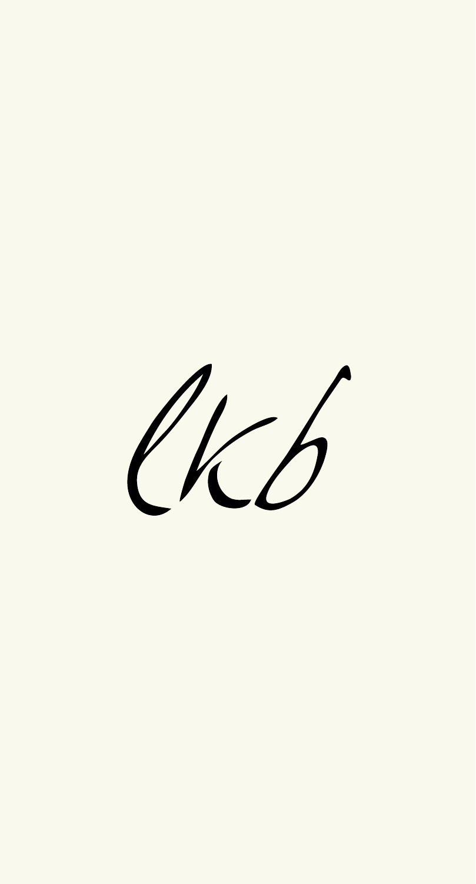lkb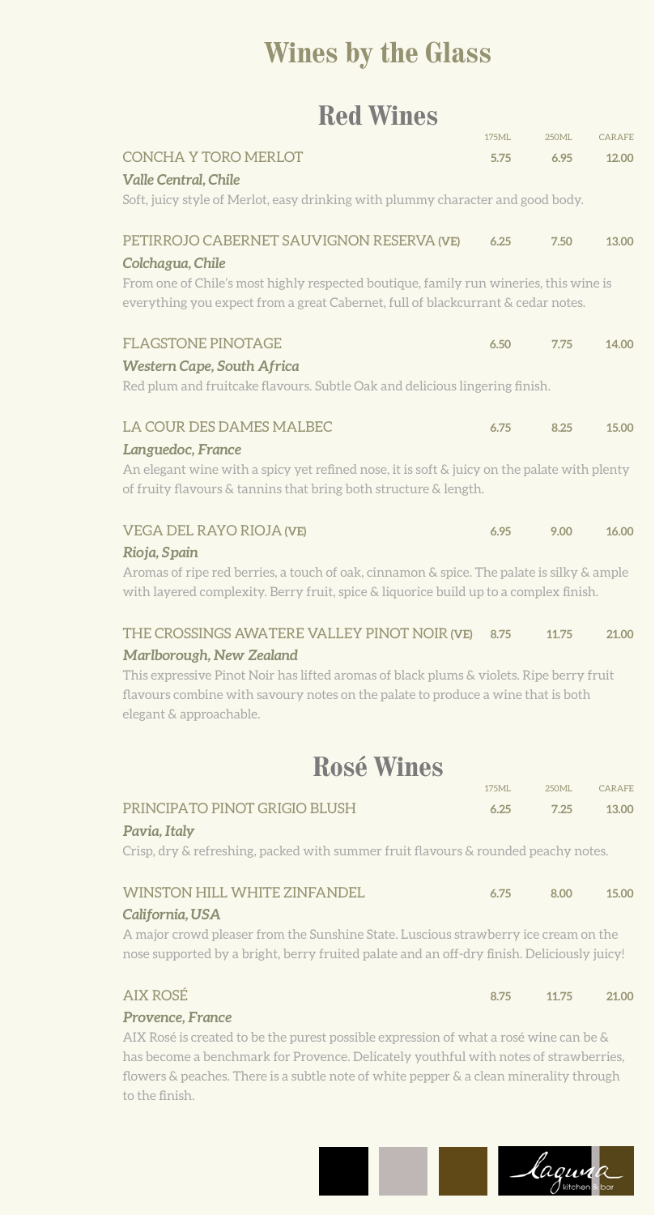# Wines by the Glass

## Red Wines

| | 175ML | 250ML | CARAFE |
|---|---|---|---|
| CONCHA Y TORO MERLOT | 5.75 | 6.95 | 12.00 |

***Valle Central, Chile***

Soft, juicy style of Merlot, easy drinking with plummy character and good body.

| | 175ML | 250ML | CARAFE |
|---|---|---|---|
| PETIRROJO CABERNET SAUVIGNON RESERVA **(VE)** | 6.25 | 7.50 | 13.00 |

***Colchagua, Chile***

From one of Chile's most highly respected boutique, family run wineries, this wine is everything you expect from a great Cabernet, full of blackcurrant & cedar notes.

| | 175ML | 250ML | CARAFE |
|---|---|---|---|
| FLAGSTONE PINOTAGE | 6.50 | 7.75 | 14.00 |

***Western Cape, South Africa***

Red plum and fruitcake flavours. Subtle Oak and delicious lingering finish.

| | 175ML | 250ML | CARAFE |
|---|---|---|---|
| LA COUR DES DAMES MALBEC | 6.75 | 8.25 | 15.00 |

***Languedoc, France***

An elegant wine with a spicy yet refined nose, it is soft & juicy on the palate with plenty of fruity flavours & tannins that bring both structure & length.

| | 175ML | 250ML | CARAFE |
|---|---|---|---|
| VEGA DEL RAYO RIOJA **(VE)** | 6.95 | 9.00 | 16.00 |

***Rioja, Spain***

Aromas of ripe red berries, a touch of oak, cinnamon & spice. The palate is silky & ample with layered complexity. Berry fruit, spice & liquorice build up to a complex finish.

| | 175ML | 250ML | CARAFE |
|---|---|---|---|
| THE CROSSINGS AWATERE VALLEY PINOT NOIR **(VE)** | 8.75 | 11.75 | 21.00 |

***Marlborough, New Zealand***

This expressive Pinot Noir has lifted aromas of black plums & violets. Ripe berry fruit flavours combine with savoury notes on the palate to produce a wine that is both elegant & approachable.

## Rosé Wines

| | 175ML | 250ML | CARAFE |
|---|---|---|---|
| PRINCIPATO PINOT GRIGIO BLUSH | 6.25 | 7.25 | 13.00 |

***Pavia, Italy***

Crisp, dry & refreshing, packed with summer fruit flavours & rounded peachy notes.

| | 175ML | 250ML | CARAFE |
|---|---|---|---|
| WINSTON HILL WHITE ZINFANDEL | 6.75 | 8.00 | 15.00 |

***California, USA***

A major crowd pleaser from the Sunshine State. Luscious strawberry ice cream on the nose supported by a bright, berry fruited palate and an off-dry finish. Deliciously juicy!

| | 175ML | 250ML | CARAFE |
|---|---|---|---|
| AIX ROSÉ | 8.75 | 11.75 | 21.00 |

***Provence, France***

AIX Rosé is created to be the purest possible expression of what a rosé wine can be & has become a benchmark for Provence. Delicately youthful with notes of strawberries, flowers & peaches. There is a subtle note of white pepper & a clean minerality through to the finish.

laguna kitchen & bar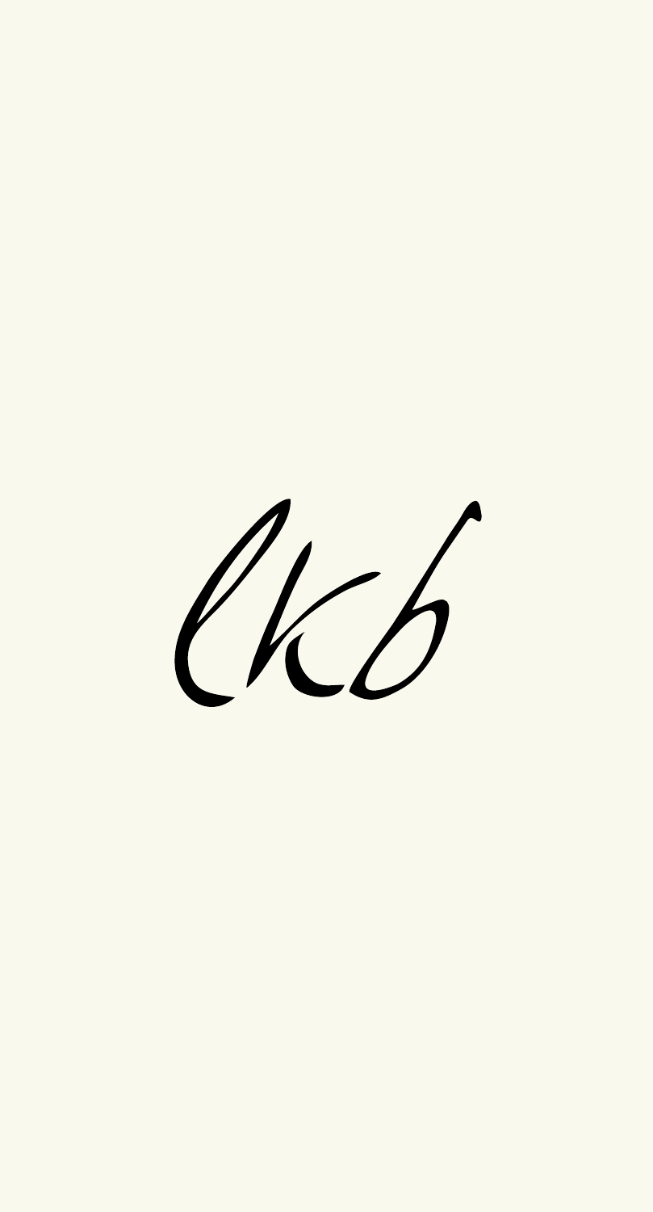lkb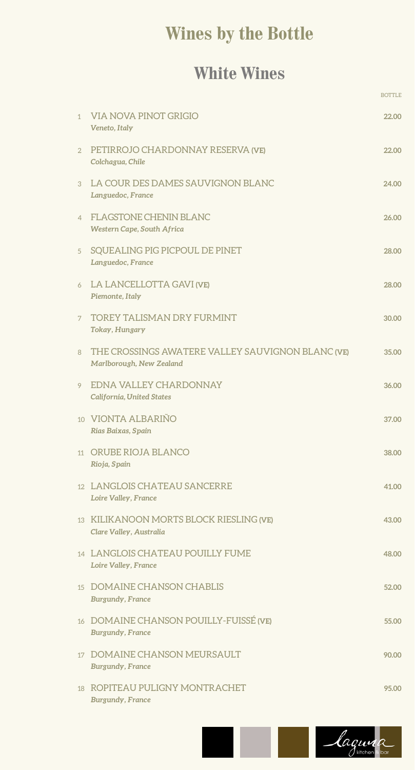# Wines by the Bottle

## White Wines

| | | BOTTLE |
|---|---|---|
| 1 | VIA NOVA PINOT GRIGIO<br>*Veneto, Italy* | 22.00 |
| 2 | PETIRROJO CHARDONNAY RESERVA (VE)<br>*Colchagua, Chile* | 22.00 |
| 3 | LA COUR DES DAMES SAUVIGNON BLANC<br>*Languedoc, France* | 24.00 |
| 4 | FLAGSTONE CHENIN BLANC<br>*Western Cape, South Africa* | 26.00 |
| 5 | SQUEALING PIG PICPOUL DE PINET<br>*Languedoc, France* | 28.00 |
| 6 | LA LANCELLOTTA GAVI (VE)<br>*Piemonte, Italy* | 28.00 |
| 7 | TOREY TALISMAN DRY FURMINT<br>*Tokay, Hungary* | 30.00 |
| 8 | THE CROSSINGS AWATERE VALLEY SAUVIGNON BLANC (VE)<br>*Marlborough, New Zealand* | 35.00 |
| 9 | EDNA VALLEY CHARDONNAY<br>*California, United States* | 36.00 |
| 10 | VIONTA ALBARIÑO<br>*Rias Baixas, Spain* | 37.00 |
| 11 | ORUBE RIOJA BLANCO<br>*Rioja, Spain* | 38.00 |
| 12 | LANGLOIS CHATEAU SANCERRE<br>*Loire Valley, France* | 41.00 |
| 13 | KILIKANOON MORTS BLOCK RIESLING (VE)<br>*Clare Valley, Australia* | 43.00 |
| 14 | LANGLOIS CHATEAU POUILLY FUME<br>*Loire Valley, France* | 48.00 |
| 15 | DOMAINE CHANSON CHABLIS<br>*Burgundy, France* | 52.00 |
| 16 | DOMAINE CHANSON POUILLY-FUISSÉ (VE)<br>*Burgundy, France* | 55.00 |
| 17 | DOMAINE CHANSON MEURSAULT<br>*Burgundy, France* | 90.00 |
| 18 | ROPITEAU PULIGNY MONTRACHET<br>*Burgundy, France* | 95.00 |

laguna kitchen & bar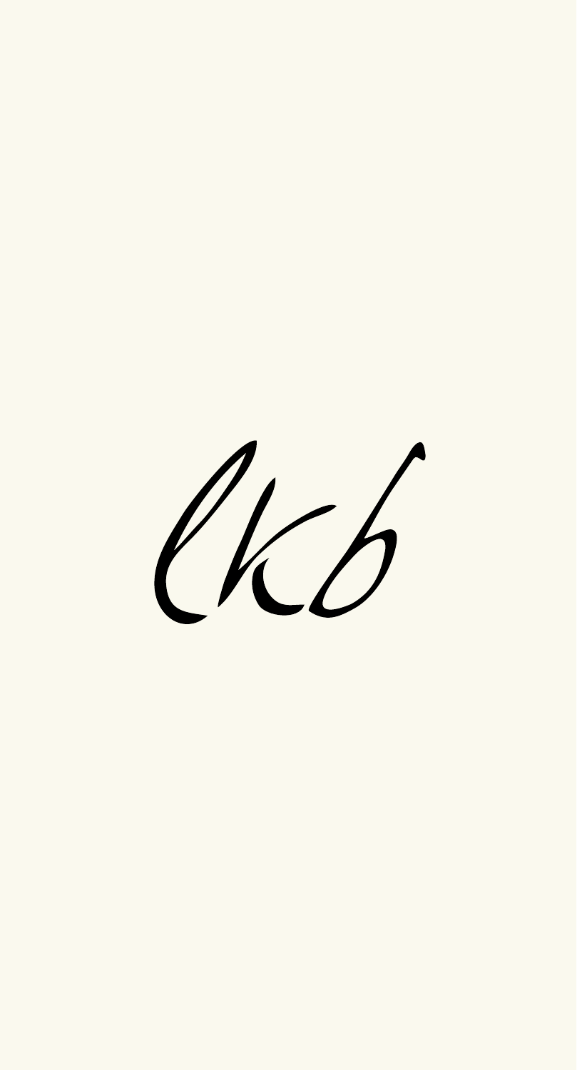lkb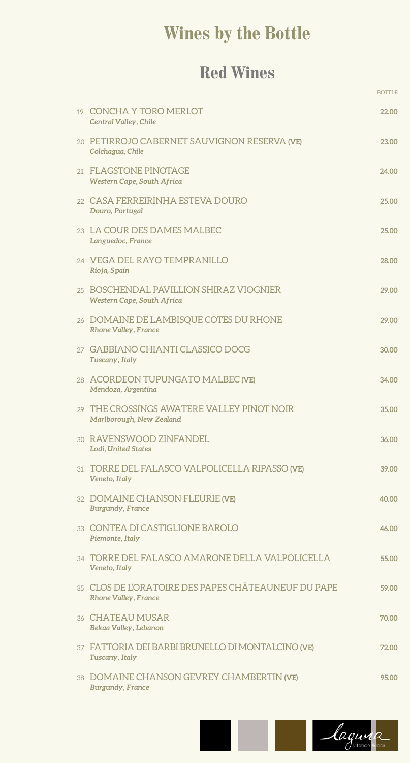# Wines by the Bottle

## Red Wines

| | | BOTTLE |
|---|---|---|
| 19 | CONCHA Y TORO MERLOT<br>*Central Valley, Chile* | **22.00** |
| 20 | PETIRROJO CABERNET SAUVIGNON RESERVA (VE)<br>*Colchagua, Chile* | **23.00** |
| 21 | FLAGSTONE PINOTAGE<br>*Western Cape, South Africa* | **24.00** |
| 22 | CASA FERREIRINHA ESTEVA DOURO<br>*Douro, Portugal* | **25.00** |
| 23 | LA COUR DES DAMES MALBEC<br>*Languedoc, France* | **25.00** |
| 24 | VEGA DEL RAYO TEMPRANILLO<br>*Rioja, Spain* | **28.00** |
| 25 | BOSCHENDAL PAVILLION SHIRAZ VIOGNIER<br>*Western Cape, South Africa* | **29.00** |
| 26 | DOMAINE DE LAMBISQUE COTES DU RHONE<br>*Rhone Valley, France* | **29.00** |
| 27 | GABBIANO CHIANTI CLASSICO DOCG<br>*Tuscany, Italy* | **30.00** |
| 28 | ACORDEON TUPUNGATO MALBEC (VE)<br>*Mendoza, Argentina* | **34.00** |
| 29 | THE CROSSINGS AWATERE VALLEY PINOT NOIR<br>*Marlborough, New Zealand* | **35.00** |
| 30 | RAVENSWOOD ZINFANDEL<br>*Lodi, United States* | **36.00** |
| 31 | TORRE DEL FALASCO VALPOLICELLA RIPASSO (VE)<br>*Veneto, Italy* | **39.00** |
| 32 | DOMAINE CHANSON FLEURIE (VE)<br>*Burgundy, France* | **40.00** |
| 33 | CONTEA DI CASTIGLIONE BAROLO<br>*Piemonte, Italy* | **46.00** |
| 34 | TORRE DEL FALASCO AMARONE DELLA VALPOLICELLA<br>*Veneto, Italy* | **55.00** |
| 35 | CLOS DE L'ORATOIRE DES PAPES CHÂTEAUNEUF DU PAPE<br>*Rhone Valley, France* | **59.00** |
| 36 | CHATEAU MUSAR<br>*Bekaa Valley, Lebanon* | **70.00** |
| 37 | FATTORIA DEI BARBI BRUNELLO DI MONTALCINO (VE)<br>*Tuscany, Italy* | **72.00** |
| 38 | DOMAINE CHANSON GEVREY CHAMBERTIN (VE)<br>*Burgundy, France* | **95.00** |

laguna kitchen & bar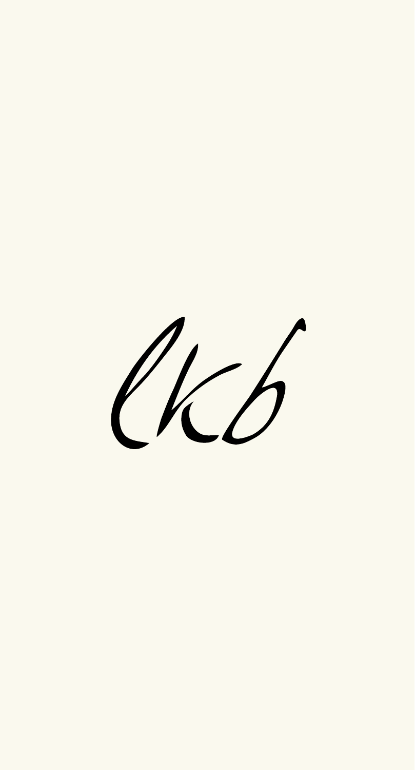lkcb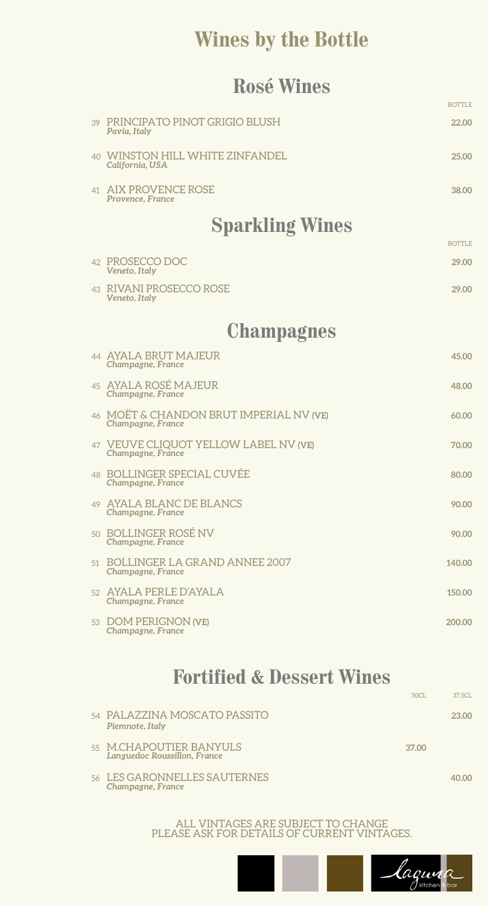# Wines by the Bottle

## Rosé Wines

| | | BOTTLE |
|---|---|---|
| 39 | PRINCIPATO PINOT GRIGIO BLUSH<br>*Pavia, Italy* | 22.00 |
| 40 | WINSTON HILL WHITE ZINFANDEL<br>*California, USA* | 25.00 |
| 41 | AIX PROVENCE ROSE<br>*Provence, France* | 38.00 |

## Sparkling Wines

| | | BOTTLE |
|---|---|---|
| 42 | PROSECCO DOC<br>*Veneto, Italy* | 29.00 |
| 43 | RIVANI PROSECCO ROSE<br>*Veneto, Italy* | 29.00 |

## Champagnes

| | | |
|---|---|---|
| 44 | AYALA BRUT MAJEUR<br>*Champagne, France* | 45.00 |
| 45 | AYALA ROSÉ MAJEUR<br>*Champagne, France* | 48.00 |
| 46 | MOËT & CHANDON BRUT IMPERIAL NV **(VE)**<br>*Champagne, France* | 60.00 |
| 47 | VEUVE CLIQUOT YELLOW LABEL NV **(VE)**<br>*Champagne, France* | 70.00 |
| 48 | BOLLINGER SPECIAL CUVÉE<br>*Champagne, France* | 80.00 |
| 49 | AYALA BLANC DE BLANCS<br>*Champagne, France* | 90.00 |
| 50 | BOLLINGER ROSÉ NV<br>*Champagne, France* | 90.00 |
| 51 | BOLLINGER LA GRAND ANNEE 2007<br>*Champagne, France* | 140.00 |
| 52 | AYALA PERLE D'AYALA<br>*Champagne, France* | 150.00 |
| 53 | DOM PERIGNON **(VE)**<br>*Champagne, France* | 200.00 |

## Fortified & Dessert Wines

| | | 50CL | 37.5CL |
|---|---|---|---|
| 54 | PALAZZINA MOSCATO PASSITO<br>*Piemnote, Italy* | | 23.00 |
| 55 | M.CHAPOUTIER BANYULS<br>*Languedoc Roussillon, France* | 37.00 | |
| 56 | LES GARONNELLES SAUTERNES<br>*Champagne, France* | | 40.00 |

ALL VINTAGES ARE SUBJECT TO CHANGE
PLEASE ASK FOR DETAILS OF CURRENT VINTAGES.

laguna kitchen & bar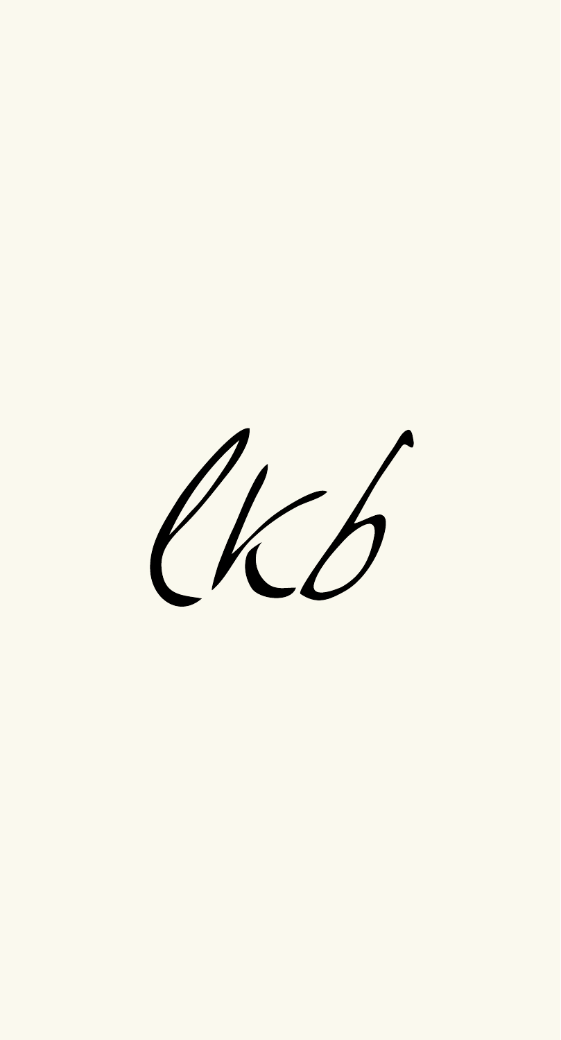lkb